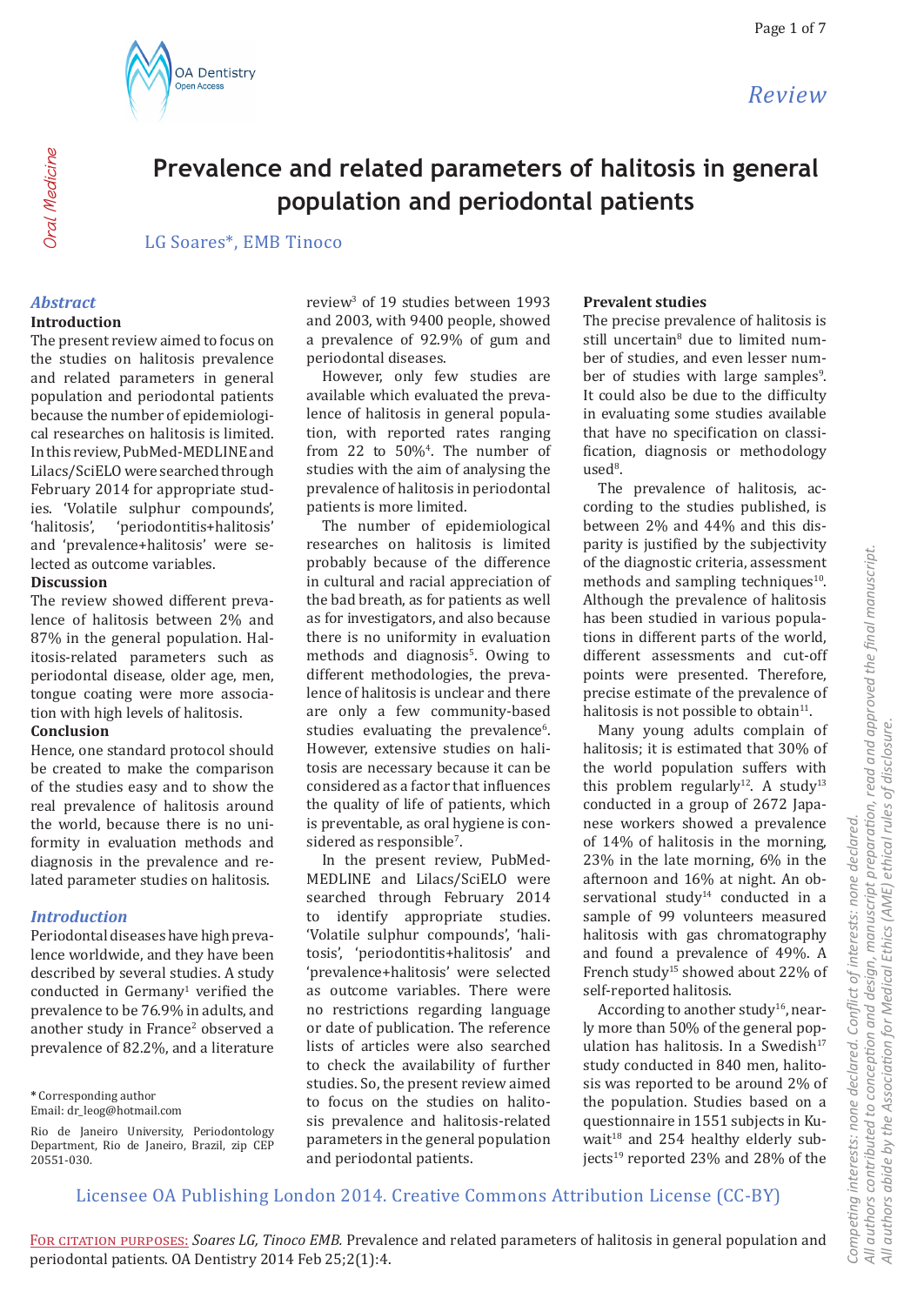# Prevalence and related parameters of halitosis in general population and periodontal patients

LG Soares*, EMB Tinoco

## Abstract

### Introduction

The present review aimed to focus on the studies on halitosis prevalence and related parameters in general population and periodontal patients because the number of epidemiological researches on halitosis is limited. In this review, PubMed-MEDLINE and Lilacs/SciELO were searched through February 2014 for appropriate studies. 'Volatile sulphur compounds', 'halitosis', 'periodontitis+halitosis' and 'prevalence+halitosis' were selected as outcome variables.

### Discussion

The review showed different prevalence of halitosis between 2% and 87% in the general population. Halitosis-related parameters such as periodontal disease, older age, men, tongue coating were more association with high levels of halitosis.

### Conclusion

Hence, one standard protocol should be created to make the comparison of the studies easy and to show the real prevalence of halitosis around the world, because there is no uniformity in evaluation methods and diagnosis in the prevalence and related parameter studies on halitosis.

## Introduction

Periodontal diseases have high prevalence worldwide, and they have been described by several studies. A study conducted in Germany[1] verified the prevalence to be 76.9% in adults, and another study in France[2] observed a prevalence of 82.2%, and a literature review[3] of 19 studies between 1993 and 2003, with 9400 people, showed a prevalence of 92.9% of gum and periodontal diseases.

However, only few studies are available which evaluated the prevalence of halitosis in general population, with reported rates ranging from 22 to 50%[4]. The number of studies with the aim of analysing the prevalence of halitosis in periodontal patients is more limited.

The number of epidemiological researches on halitosis is limited probably because of the difference in cultural and racial appreciation of the bad breath, as for patients as well as for investigators, and also because there is no uniformity in evaluation methods and diagnosis[5]. Owing to different methodologies, the prevalence of halitosis is unclear and there are only a few community-based studies evaluating the prevalence[6]. However, extensive studies on halitosis are necessary because it can be considered as a factor that influences the quality of life of patients, which is preventable, as oral hygiene is considered as responsible[7].

In the present review, PubMed-MEDLINE and Lilacs/SciELO were searched through February 2014 to identify appropriate studies. 'Volatile sulphur compounds', 'halitosis', 'periodontitis+halitosis' and 'prevalence+halitosis' were selected as outcome variables. There were no restrictions regarding language or date of publication. The reference lists of articles were also searched to check the availability of further studies. So, the present review aimed to focus on the studies on halitosis prevalence and halitosis-related parameters in the general population and periodontal patients.

### Prevalent studies

The precise prevalence of halitosis is still uncertain[8] due to limited number of studies, and even lesser number of studies with large samples[9]. It could also be due to the difficulty in evaluating some studies available that have no specification on classification, diagnosis or methodology used[8].

The prevalence of halitosis, according to the studies published, is between 2% and 44% and this disparity is justified by the subjectivity of the diagnostic criteria, assessment methods and sampling techniques[10]. Although the prevalence of halitosis has been studied in various populations in different parts of the world, different assessments and cut-off points were presented. Therefore, precise estimate of the prevalence of halitosis is not possible to obtain[11].

Many young adults complain of halitosis; it is estimated that 30% of the world population suffers with this problem regularly[12]. A study[13] conducted in a group of 2672 Japanese workers showed a prevalence of 14% of halitosis in the morning, 23% in the late morning, 6% in the afternoon and 16% at night. An observational study[14] conducted in a sample of 99 volunteers measured halitosis with gas chromatography and found a prevalence of 49%. A French study[15] showed about 22% of self-reported halitosis.

According to another study[16], nearly more than 50% of the general population has halitosis. In a Swedish[17] study conducted in 840 men, halitosis was reported to be around 2% of the population. Studies based on a questionnaire in 1551 subjects in Kuwait[18] and 254 healthy elderly subjects[19] reported 23% and 28% of the

\* Corresponding author
Email: dr_leog@hotmail.com

Rio de Janeiro University, Periodontology Department, Rio de Janeiro, Brazil, zip CEP 20551-030.

Licensee OA Publishing London 2014. Creative Commons Attribution License (CC-BY)

For citation purposes: *Soares LG, Tinoco EMB.* Prevalence and related parameters of halitosis in general population and periodontal patients. OA Dentistry 2014 Feb 25;2(1):4.

Competing interests: none declared. Conflict of interests: none declared. All authors contributed to conception and design, manuscript preparation, read and approved the final manuscript. All authors abide by the Association for Medical Ethics (AME) ethical rules of disclosure.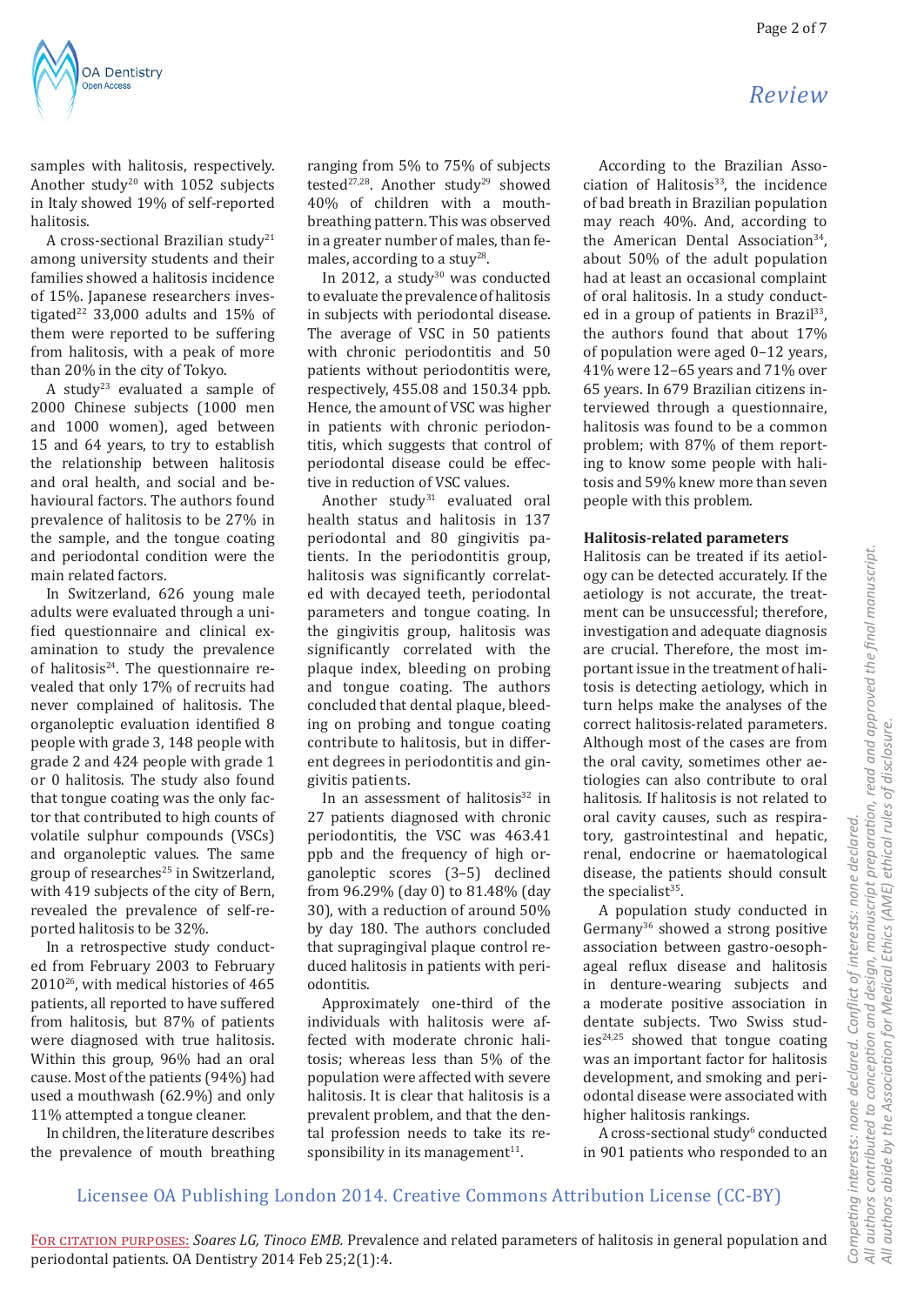samples with halitosis, respectively. Another study[20] with 1052 subjects in Italy showed 19% of self-reported halitosis.

A cross-sectional Brazilian study[21] among university students and their families showed a halitosis incidence of 15%. Japanese researchers investigated[22] 33,000 adults and 15% of them were reported to be suffering from halitosis, with a peak of more than 20% in the city of Tokyo.

A study[23] evaluated a sample of 2000 Chinese subjects (1000 men and 1000 women), aged between 15 and 64 years, to try to establish the relationship between halitosis and oral health, and social and behavioural factors. The authors found prevalence of halitosis to be 27% in the sample, and the tongue coating and periodontal condition were the main related factors.

In Switzerland, 626 young male adults were evaluated through a unified questionnaire and clinical examination to study the prevalence of halitosis[24]. The questionnaire revealed that only 17% of recruits had never complained of halitosis. The organoleptic evaluation identified 8 people with grade 3, 148 people with grade 2 and 424 people with grade 1 or 0 halitosis. The study also found that tongue coating was the only factor that contributed to high counts of volatile sulphur compounds (VSCs) and organoleptic values. The same group of researches[25] in Switzerland, with 419 subjects of the city of Bern, revealed the prevalence of self-reported halitosis to be 32%.

In a retrospective study conducted from February 2003 to February 2010[26], with medical histories of 465 patients, all reported to have suffered from halitosis, but 87% of patients were diagnosed with true halitosis. Within this group, 96% had an oral cause. Most of the patients (62.9%) had used a mouthwash (62.9%) and only 11% attempted a tongue cleaner.

In children, the literature describes the prevalence of mouth breathing ranging from 5% to 75% of subjects tested[27,28]. Another study[29] showed 40% of children with a mouth-breathing pattern. This was observed in a greater number of males, than females, according to a stuy[28].

In 2012, a study[30] was conducted to evaluate the prevalence of halitosis in subjects with periodontal disease. The average of VSC in 50 patients with chronic periodontitis and 50 patients without periodontitis were, respectively, 455.08 and 150.34 ppb. Hence, the amount of VSC was higher in patients with chronic periodontitis, which suggests that control of periodontal disease could be effective in reduction of VSC values.

Another study[31] evaluated oral health status and halitosis in 137 periodontal and 80 gingivitis patients. In the periodontitis group, halitosis was significantly correlated with decayed teeth, periodontal parameters and tongue coating. In the gingivitis group, halitosis was significantly correlated with the plaque index, bleeding on probing and tongue coating. The authors concluded that dental plaque, bleeding on probing and tongue coating contribute to halitosis, but in different degrees in periodontitis and gingivitis patients.

In an assessment of halitosis[32] in 27 patients diagnosed with chronic periodontitis, the VSC was 463.41 ppb and the frequency of high organoleptic scores (3–5) declined from 96.29% (day 0) to 81.48% (day 30), with a reduction of around 50% by day 180. The authors concluded that supragingival plaque control reduced halitosis in patients with periodontitis.

Approximately one-third of the individuals with halitosis were affected with moderate chronic halitosis; whereas less than 5% of the population were affected with severe halitosis. It is clear that halitosis is a prevalent problem, and that the dental profession needs to take its responsibility in its management[11].

According to the Brazilian Association of Halitosis[33], the incidence of bad breath in Brazilian population may reach 40%. And, according to the American Dental Association[34], about 50% of the adult population had at least an occasional complaint of oral halitosis. In a study conducted in a group of patients in Brazil[33], the authors found that about 17% of population were aged 0–12 years, 41% were 12–65 years and 71% over 65 years. In 679 Brazilian citizens interviewed through a questionnaire, halitosis was found to be a common problem; with 87% of them reporting to know some people with halitosis and 59% knew more than seven people with this problem.

## Halitosis-related parameters

Halitosis can be treated if its aetiology can be detected accurately. If the aetiology is not accurate, the treatment can be unsuccessful; therefore, investigation and adequate diagnosis are crucial. Therefore, the most important issue in the treatment of halitosis is detecting aetiology, which in turn helps make the analyses of the correct halitosis-related parameters. Although most of the cases are from the oral cavity, sometimes other aetiologies can also contribute to oral halitosis. If halitosis is not related to oral cavity causes, such as respiratory, gastrointestinal and hepatic, renal, endocrine or haematological disease, the patients should consult the specialist[35].

A population study conducted in Germany[36] showed a strong positive association between gastro-oesophageal reflux disease and halitosis in denture-wearing subjects and a moderate positive association in dentate subjects. Two Swiss studies[24,25] showed that tongue coating was an important factor for halitosis development, and smoking and periodontal disease were associated with higher halitosis rankings.

A cross-sectional study[6] conducted in 901 patients who responded to an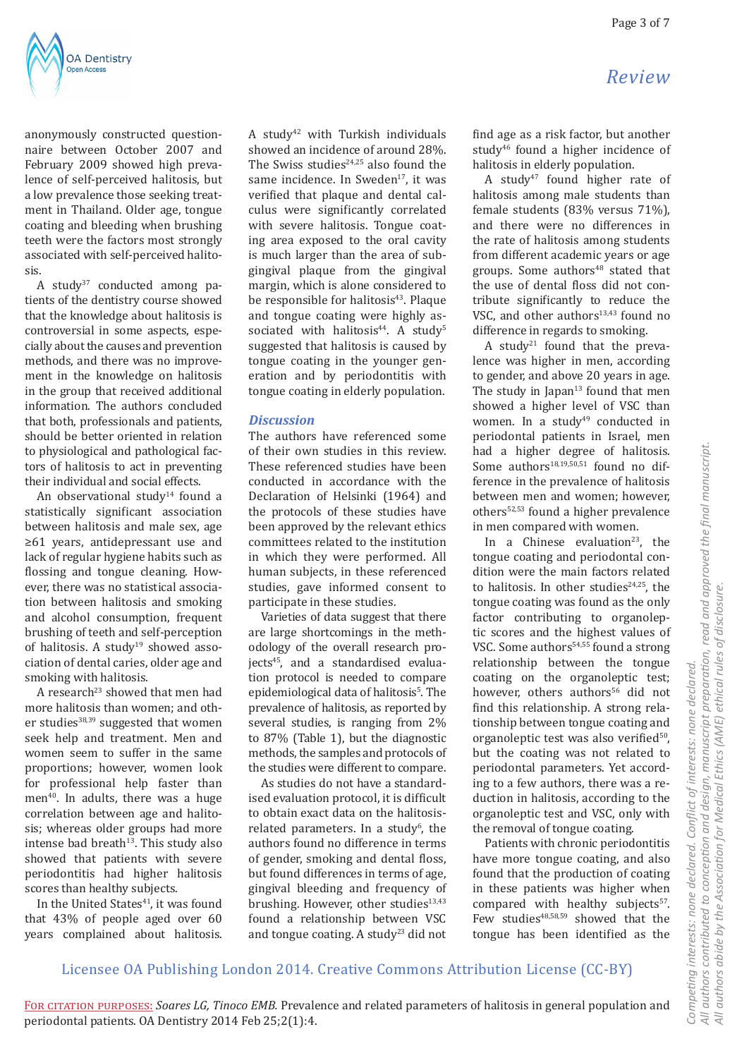anonymously constructed questionnaire between October 2007 and February 2009 showed high prevalence of self-perceived halitosis, but a low prevalence those seeking treatment in Thailand. Older age, tongue coating and bleeding when brushing teeth were the factors most strongly associated with self-perceived halitosis.

A study[37] conducted among patients of the dentistry course showed that the knowledge about halitosis is controversial in some aspects, especially about the causes and prevention methods, and there was no improvement in the knowledge on halitosis in the group that received additional information. The authors concluded that both, professionals and patients, should be better oriented in relation to physiological and pathological factors of halitosis to act in preventing their individual and social effects.

An observational study[14] found a statistically significant association between halitosis and male sex, age ≥61 years, antidepressant use and lack of regular hygiene habits such as flossing and tongue cleaning. However, there was no statistical association between halitosis and smoking and alcohol consumption, frequent brushing of teeth and self-perception of halitosis. A study[19] showed association of dental caries, older age and smoking with halitosis.

A research[23] showed that men had more halitosis than women; and other studies[38,39] suggested that women seek help and treatment. Men and women seem to suffer in the same proportions; however, women look for professional help faster than men[40]. In adults, there was a huge correlation between age and halitosis; whereas older groups had more intense bad breath[13]. This study also showed that patients with severe periodontitis had higher halitosis scores than healthy subjects.

In the United States[41], it was found that 43% of people aged over 60 years complained about halitosis. A study[42] with Turkish individuals showed an incidence of around 28%. The Swiss studies[24,25] also found the same incidence. In Sweden[17], it was verified that plaque and dental calculus were significantly correlated with severe halitosis. Tongue coating area exposed to the oral cavity is much larger than the area of subgingival plaque from the gingival margin, which is alone considered to be responsible for halitosis[43]. Plaque and tongue coating were highly associated with halitosis[44]. A study[5] suggested that halitosis is caused by tongue coating in the younger generation and by periodontitis with tongue coating in elderly population.

## Discussion

The authors have referenced some of their own studies in this review. These referenced studies have been conducted in accordance with the Declaration of Helsinki (1964) and the protocols of these studies have been approved by the relevant ethics committees related to the institution in which they were performed. All human subjects, in these referenced studies, gave informed consent to participate in these studies.

Varieties of data suggest that there are large shortcomings in the methodology of the overall research projects[45], and a standardised evaluation protocol is needed to compare epidemiological data of halitosis[5]. The prevalence of halitosis, as reported by several studies, is ranging from 2% to 87% (Table 1), but the diagnostic methods, the samples and protocols of the studies were different to compare.

As studies do not have a standardised evaluation protocol, it is difficult to obtain exact data on the halitosis-related parameters. In a study[6], the authors found no difference in terms of gender, smoking and dental floss, but found differences in terms of age, gingival bleeding and frequency of brushing. However, other studies[13,43] found a relationship between VSC and tongue coating. A study[23] did not find age as a risk factor, but another study[46] found a higher incidence of halitosis in elderly population.

A study[47] found higher rate of halitosis among male students than female students (83% versus 71%), and there were no differences in the rate of halitosis among students from different academic years or age groups. Some authors[48] stated that the use of dental floss did not contribute significantly to reduce the VSC, and other authors[13,43] found no difference in regards to smoking.

A study[21] found that the prevalence was higher in men, according to gender, and above 20 years in age. The study in Japan[13] found that men showed a higher level of VSC than women. In a study[49] conducted in periodontal patients in Israel, men had a higher degree of halitosis. Some authors[18,19,50,51] found no difference in the prevalence of halitosis between men and women; however, others[52,53] found a higher prevalence in men compared with women.

In a Chinese evaluation[23], the tongue coating and periodontal condition were the main factors related to halitosis. In other studies[24,25], the tongue coating was found as the only factor contributing to organoleptic scores and the highest values of VSC. Some authors[54,55] found a strong relationship between the tongue coating on the organoleptic test; however, others authors[56] did not find this relationship. A strong relationship between tongue coating and organoleptic test was also verified[50], but the coating was not related to periodontal parameters. Yet according to a few authors, there was a reduction in halitosis, according to the organoleptic test and VSC, only with the removal of tongue coating.

Patients with chronic periodontitis have more tongue coating, and also found that the production of coating in these patients was higher when compared with healthy subjects[57]. Few studies[48,58,59] showed that the tongue has been identified as the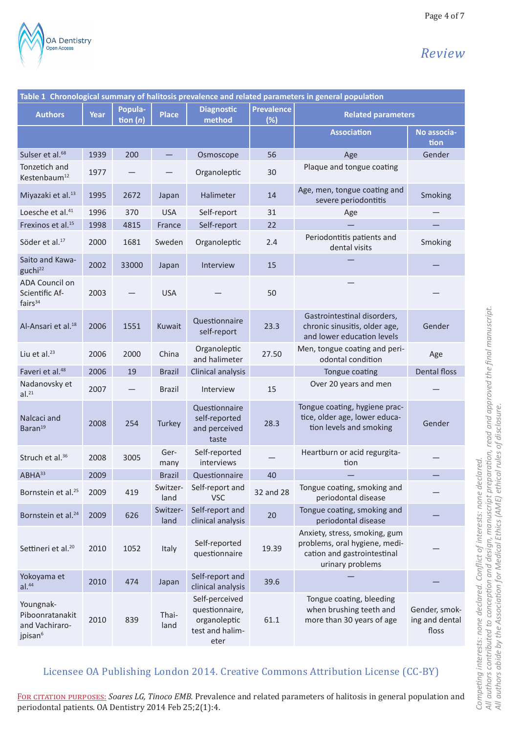Table 1 Chronological summary of halitosis prevalence and related parameters in general population

| Authors | Year | Population (*n*) | Place | Diagnostic method | Prevalence (%) | Related parameters | |
|---|---|---|---|---|---|---|---|
| | | | | | | Association | No association |
| Sulser et al.[68] | 1939 | 200 | — | Osmoscope | 56 | Age | Gender |
| Tonzetich and Kestenbaum[12] | 1977 | — | — | Organoleptic | 30 | Plaque and tongue coating | |
| Miyazaki et al.[13] | 1995 | 2672 | Japan | Halimeter | 14 | Age, men, tongue coating and severe periodontitis | Smoking |
| Loesche et al.[41] | 1996 | 370 | USA | Self-report | 31 | Age | — |
| Frexinos et al.[15] | 1998 | 4815 | France | Self-report | 22 | — | — |
| Söder et al.[17] | 2000 | 1681 | Sweden | Organoleptic | 2.4 | Periodontitis patients and dental visits | Smoking |
| Saito and Kawaguchi[22] | 2002 | 33000 | Japan | Interview | 15 | — | — |
| ADA Council on Scientific Affairs[34] | 2003 | — | USA | — | 50 | — | — |
| Al-Ansari et al.[18] | 2006 | 1551 | Kuwait | Questionnaire self-report | 23.3 | Gastrointestinal disorders, chronic sinusitis, older age, and lower education levels | Gender |
| Liu et al.[23] | 2006 | 2000 | China | Organoleptic and halimeter | 27.50 | Men, tongue coating and periodontal condition | Age |
| Faveri et al.[48] | 2006 | 19 | Brazil | Clinical analysis | | Tongue coating | Dental floss |
| Nadanovsky et al.[21] | 2007 | — | Brazil | Interview | 15 | Over 20 years and men | — |
| Nalcaci and Baran[19] | 2008 | 254 | Turkey | Questionnaire self-reported and perceived taste | 28.3 | Tongue coating, hygiene practice, older age, lower education levels and smoking | Gender |
| Struch et al.[36] | 2008 | 3005 | Germany | Self-reported interviews | — | Heartburn or acid regurgitation | — |
| ABHA[33] | 2009 | | Brazil | Questionnaire | 40 | — | — |
| Bornstein et al.[25] | 2009 | 419 | Switzerland | Self-report and VSC | 32 and 28 | Tongue coating, smoking and periodontal disease | — |
| Bornstein et al.[24] | 2009 | 626 | Switzerland | Self-report and clinical analysis | 20 | Tongue coating, smoking and periodontal disease | — |
| Settineri et al.[20] | 2010 | 1052 | Italy | Self-reported questionnaire | 19.39 | Anxiety, stress, smoking, gum problems, oral hygiene, medication and gastrointestinal urinary problems | — |
| Yokoyama et al.[44] | 2010 | 474 | Japan | Self-report and clinical analysis | 39.6 | — | — |
| Youngnak-Piboonratanakit and Vachirarojpisan[6] | 2010 | 839 | Thailand | Self-perceived questionnaire, organoleptic test and halimeter | 61.1 | Tongue coating, bleeding when brushing teeth and more than 30 years of age | Gender, smoking and dental floss |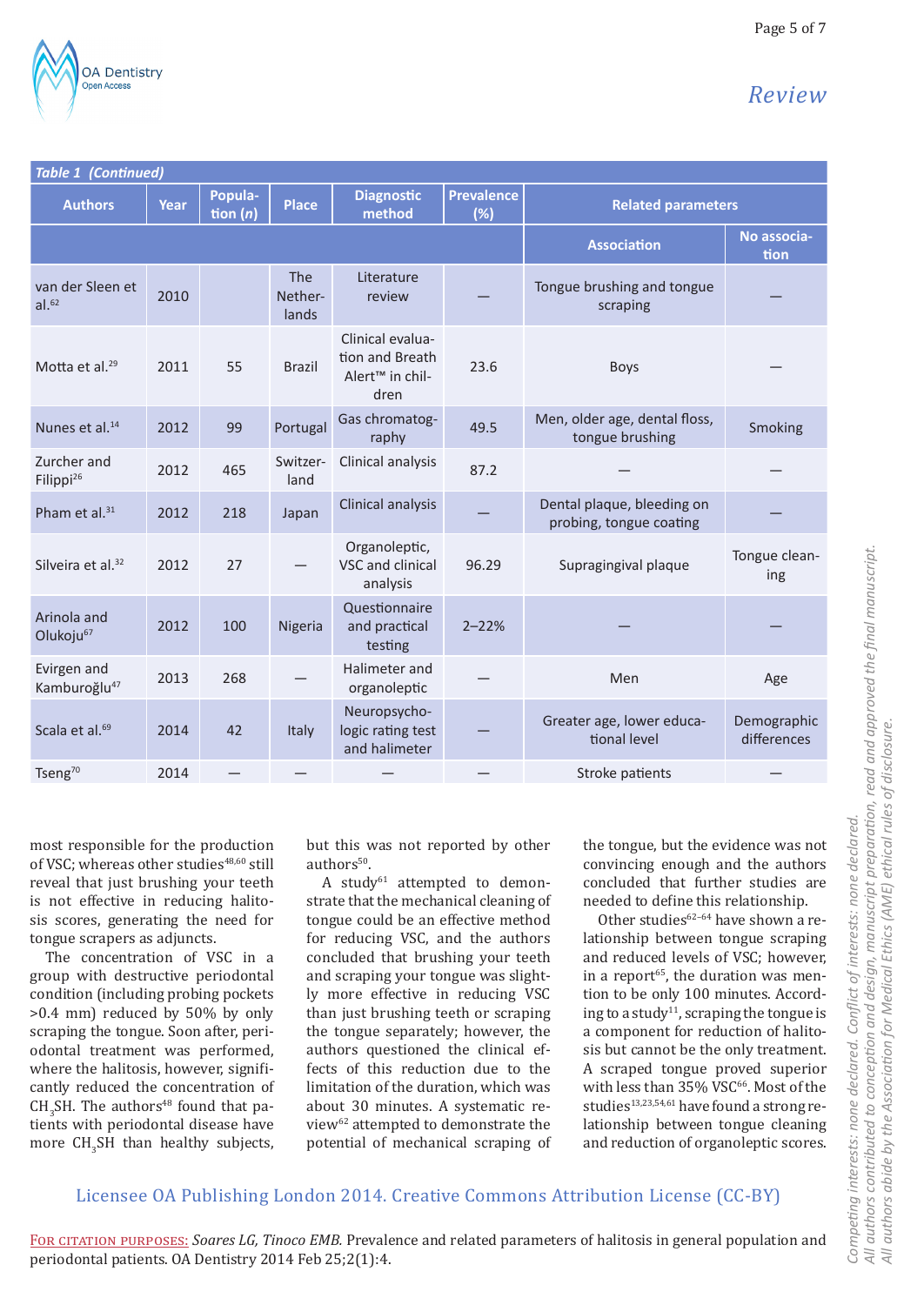**Table 1 (Continued)**

| Authors | Year | Population (n) | Place | Diagnostic method | Prevalence (%) | Related parameters | |
|---|---|---|---|---|---|---|---|
| | | | | | | Association | No association |
| van der Sleen et al.[62] | 2010 | | The Netherlands | Literature review | — | Tongue brushing and tongue scraping | — |
| Motta et al.[29] | 2011 | 55 | Brazil | Clinical evaluation and Breath Alert™ in children | 23.6 | Boys | — |
| Nunes et al.[14] | 2012 | 99 | Portugal | Gas chromatography | 49.5 | Men, older age, dental floss, tongue brushing | Smoking |
| Zurcher and Filippi[26] | 2012 | 465 | Switzerland | Clinical analysis | 87.2 | — | — |
| Pham et al.[31] | 2012 | 218 | Japan | Clinical analysis | — | Dental plaque, bleeding on probing, tongue coating | — |
| Silveira et al.[32] | 2012 | 27 | — | Organoleptic, VSC and clinical analysis | 96.29 | Supragingival plaque | Tongue cleaning |
| Arinola and Olukoju[67] | 2012 | 100 | Nigeria | Questionnaire and practical testing | 2–22% | — | — |
| Evirgen and Kamburoğlu[47] | 2013 | 268 | — | Halimeter and organoleptic | — | Men | Age |
| Scala et al.[69] | 2014 | 42 | Italy | Neuropsychologic rating test and halimeter | — | Greater age, lower educational level | Demographic differences |
| Tseng[70] | 2014 | — | — | — | — | Stroke patients | — |

most responsible for the production of VSC; whereas other studies[48,60] still reveal that just brushing your teeth is not effective in reducing halitosis scores, generating the need for tongue scrapers as adjuncts.

The concentration of VSC in a group with destructive periodontal condition (including probing pockets >0.4 mm) reduced by 50% by only scraping the tongue. Soon after, periodontal treatment was performed, where the halitosis, however, significantly reduced the concentration of $CH_3SH$. The authors[48] found that patients with periodontal disease have more $CH_3SH$ than healthy subjects, but this was not reported by other authors[50].

A study[61] attempted to demonstrate that the mechanical cleaning of tongue could be an effective method for reducing VSC, and the authors concluded that brushing your teeth and scraping your tongue was slightly more effective in reducing VSC than just brushing teeth or scraping the tongue separately; however, the authors questioned the clinical effects of this reduction due to the limitation of the duration, which was about 30 minutes. A systematic review[62] attempted to demonstrate the potential of mechanical scraping of the tongue, but the evidence was not convincing enough and the authors concluded that further studies are needed to define this relationship.

Other studies[62–64] have shown a relationship between tongue scraping and reduced levels of VSC; however, in a report[65], the duration was mention to be only 100 minutes. According to a study[11], scraping the tongue is a component for reduction of halitosis but cannot be the only treatment. A scraped tongue proved superior with less than 35% VSC[66]. Most of the studies[13,23,54,61] have found a strong relationship between tongue cleaning and reduction of organoleptic scores.

Licensee OA Publishing London 2014. Creative Commons Attribution License (CC-BY)

For citation purposes: *Soares LG, Tinoco EMB.* Prevalence and related parameters of halitosis in general population and periodontal patients. OA Dentistry 2014 Feb 25;2(1):4.

Competing interests: none declared. Conflict of interests: none declared.
All authors contributed to conception and design, manuscript preparation, read and approved the final manuscript.
All authors abide by the Association for Medical Ethics (AME) ethical rules of disclosure.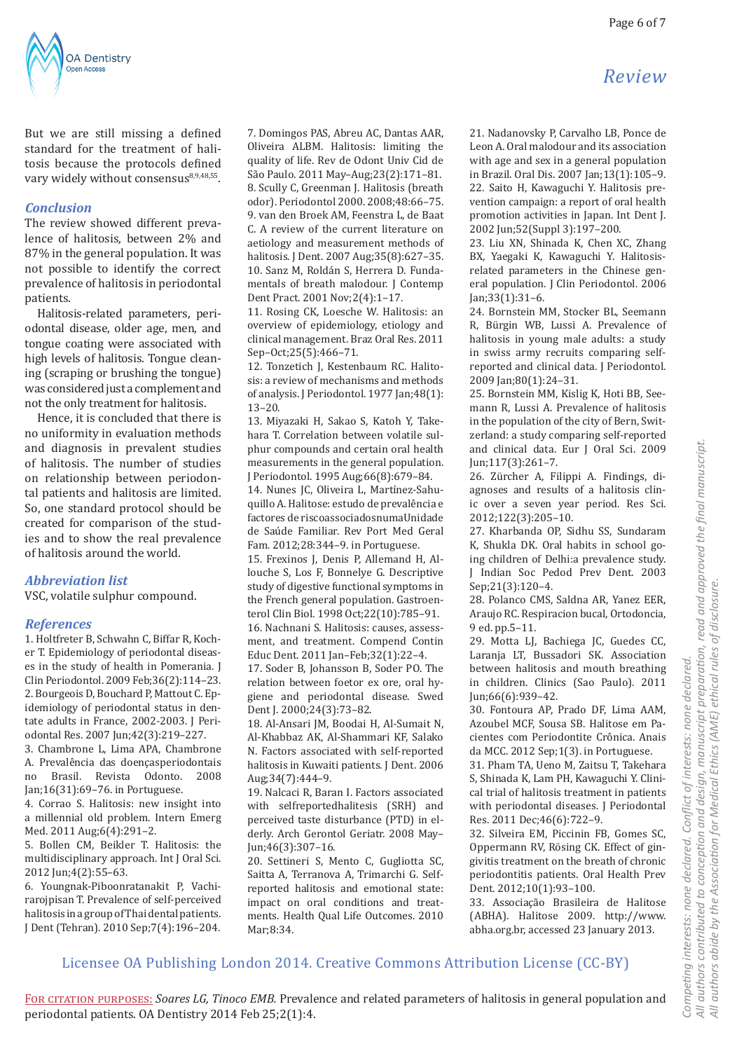But we are still missing a defined standard for the treatment of halitosis because the protocols defined vary widely without consensus[8,9,48,55].

## Conclusion

The review showed different prevalence of halitosis, between 2% and 87% in the general population. It was not possible to identify the correct prevalence of halitosis in periodontal patients.

Halitosis-related parameters, periodontal disease, older age, men, and tongue coating were associated with high levels of halitosis. Tongue cleaning (scraping or brushing the tongue) was considered just a complement and not the only treatment for halitosis.

Hence, it is concluded that there is no uniformity in evaluation methods and diagnosis in prevalent studies of halitosis. The number of studies on relationship between periodontal patients and halitosis are limited. So, one standard protocol should be created for comparison of the studies and to show the real prevalence of halitosis around the world.

## Abbreviation list

VSC, volatile sulphur compound.

## References

1. Holtfreter B, Schwahn C, Biffar R, Kocher T. Epidemiology of periodontal diseases in the study of health in Pomerania. J Clin Periodontol. 2009 Feb;36(2):114–23.
2. Bourgeois D, Bouchard P, Mattout C. Epidemiology of periodontal status in dentate adults in France, 2002-2003. J Periodontal Res. 2007 Jun;42(3):219–227.
3. Chambrone L, Lima APA, Chambrone A. Prevalência das doençasperiodontais no Brasil. Revista Odonto. 2008 Jan;16(31):69–76. in Portuguese.
4. Corrao S. Halitosis: new insight into a millennial old problem. Intern Emerg Med. 2011 Aug;6(4):291–2.
5. Bollen CM, Beikler T. Halitosis: the multidisciplinary approach. Int J Oral Sci. 2012 Jun;4(2):55–63.
6. Youngnak-Piboonratanakit P, Vachirarojpisan T. Prevalence of self-perceived halitosis in a group of Thai dental patients. J Dent (Tehran). 2010 Sep;7(4):196–204.
7. Domingos PAS, Abreu AC, Dantas AAR, Oliveira ALBM. Halitosis: limiting the quality of life. Rev de Odont Univ Cid de São Paulo. 2011 May–Aug;23(2):171–81.
8. Scully C, Greenman J. Halitosis (breath odor). Periodontol 2000. 2008;48:66–75.
9. van den Broek AM, Feenstra L, de Baat C. A review of the current literature on aetiology and measurement methods of halitosis. J Dent. 2007 Aug;35(8):627–35.
10. Sanz M, Roldán S, Herrera D. Fundamentals of breath malodour. J Contemp Dent Pract. 2001 Nov;2(4):1–17.
11. Rosing CK, Loesche W. Halitosis: an overview of epidemiology, etiology and clinical management. Braz Oral Res. 2011 Sep–Oct;25(5):466–71.
12. Tonzetich J, Kestenbaum RC. Halitosis: a review of mechanisms and methods of analysis. J Periodontol. 1977 Jan;48(1):13–20.
13. Miyazaki H, Sakao S, Katoh Y, Takehara T. Correlation between volatile sulphur compounds and certain oral health measurements in the general population. J Periodontol. 1995 Aug;66(8):679–84.
14. Nunes JC, Oliveira L, Martínez-Sahuquillo A. Halitose: estudo de prevalência e factores de riscoassociadosnumaUnidade de Saúde Familiar. Rev Port Med Geral Fam. 2012;28:344–9. in Portuguese.
15. Frexinos J, Denis P, Allemand H, Allouche S, Los F, Bonnelye G. Descriptive study of digestive functional symptoms in the French general population. Gastroenterol Clin Biol. 1998 Oct;22(10):785–91.
16. Nachnani S. Halitosis: causes, assessment, and treatment. Compend Contin Educ Dent. 2011 Jan–Feb;32(1):22–4.
17. Soder B, Johansson B, Soder PO. The relation between foetor ex ore, oral hygiene and periodontal disease. Swed Dent J. 2000;24(3):73–82.
18. Al-Ansari JM, Boodai H, Al-Sumait N, Al-Khabbaz AK, Al-Shammari KF, Salako N. Factors associated with self-reported halitosis in Kuwaiti patients. J Dent. 2006 Aug;34(7):444–9.
19. Nalcaci R, Baran I. Factors associated with selfreportedhalitesis (SRH) and perceived taste disturbance (PTD) in elderly. Arch Gerontol Geriatr. 2008 May–Jun;46(3):307–16.
20. Settineri S, Mento C, Gugliotta SC, Saitta A, Terranova A, Trimarchi G. Self-reported halitosis and emotional state: impact on oral conditions and treatments. Health Qual Life Outcomes. 2010 Mar;8:34.
21. Nadanovsky P, Carvalho LB, Ponce de Leon A. Oral malodour and its association with age and sex in a general population in Brazil. Oral Dis. 2007 Jan;13(1):105–9.
22. Saito H, Kawaguchi Y. Halitosis prevention campaign: a report of oral health promotion activities in Japan. Int Dent J. 2002 Jun;52(Suppl 3):197–200.
23. Liu XN, Shinada K, Chen XC, Zhang BX, Yaegaki K, Kawaguchi Y. Halitosis-related parameters in the Chinese general population. J Clin Periodontol. 2006 Jan;33(1):31–6.
24. Bornstein MM, Stocker BL, Seemann R, Bürgin WB, Lussi A. Prevalence of halitosis in young male adults: a study in swiss army recruits comparing self-reported and clinical data. J Periodontol. 2009 Jan;80(1):24–31.
25. Bornstein MM, Kislig K, Hoti BB, Seemann R, Lussi A. Prevalence of halitosis in the population of the city of Bern, Switzerland: a study comparing self-reported and clinical data. Eur J Oral Sci. 2009 Jun;117(3):261–7.
26. Zürcher A, Filippi A. Findings, diagnoses and results of a halitosis clinic over a seven year period. Res Sci. 2012;122(3):205–10.
27. Kharbanda OP, Sidhu SS, Sundaram K, Shukla DK. Oral habits in school going children of Delhi:a prevalence study. J Indian Soc Pedod Prev Dent. 2003 Sep;21(3):120–4.
28. Polanco CMS, Saldna AR, Yanez EER, Araujo RC. Respiracion bucal, Ortodoncia, 9 ed. pp.5–11.
29. Motta LJ, Bachiega JC, Guedes CC, Laranja LT, Bussadori SK. Association between halitosis and mouth breathing in children. Clinics (Sao Paulo). 2011 Jun;66(6):939–42.
30. Fontoura AP, Prado DF, Lima AAM, Azoubel MCF, Sousa SB. Halitose em Pacientes com Periodontite Crônica. Anais da MCC. 2012 Sep;1(3). in Portuguese.
31. Pham TA, Ueno M, Zaitsu T, Takehara S, Shinada K, Lam PH, Kawaguchi Y. Clinical trial of halitosis treatment in patients with periodontal diseases. J Periodontal Res. 2011 Dec;46(6):722–9.
32. Silveira EM, Piccinin FB, Gomes SC, Oppermann RV, Rösing CK. Effect of gingivitis treatment on the breath of chronic periodontitis patients. Oral Health Prev Dent. 2012;10(1):93–100.
33. Associação Brasileira de Halitose (ABHA). Halitose 2009. http://www.abha.org.br, accessed 23 January 2013.

Competing interests: none declared. Conflict of interests: none declared.
All authors contributed to conception and design, manuscript preparation, read and approved the final manuscript.
All authors abide by the Association for Medical Ethics (AME) ethical rules of disclosure.

Licensee OA Publishing London 2014. Creative Commons Attribution License (CC-BY)

For citation purposes: *Soares LG, Tinoco EMB.* Prevalence and related parameters of halitosis in general population and periodontal patients. OA Dentistry 2014 Feb 25;2(1):4.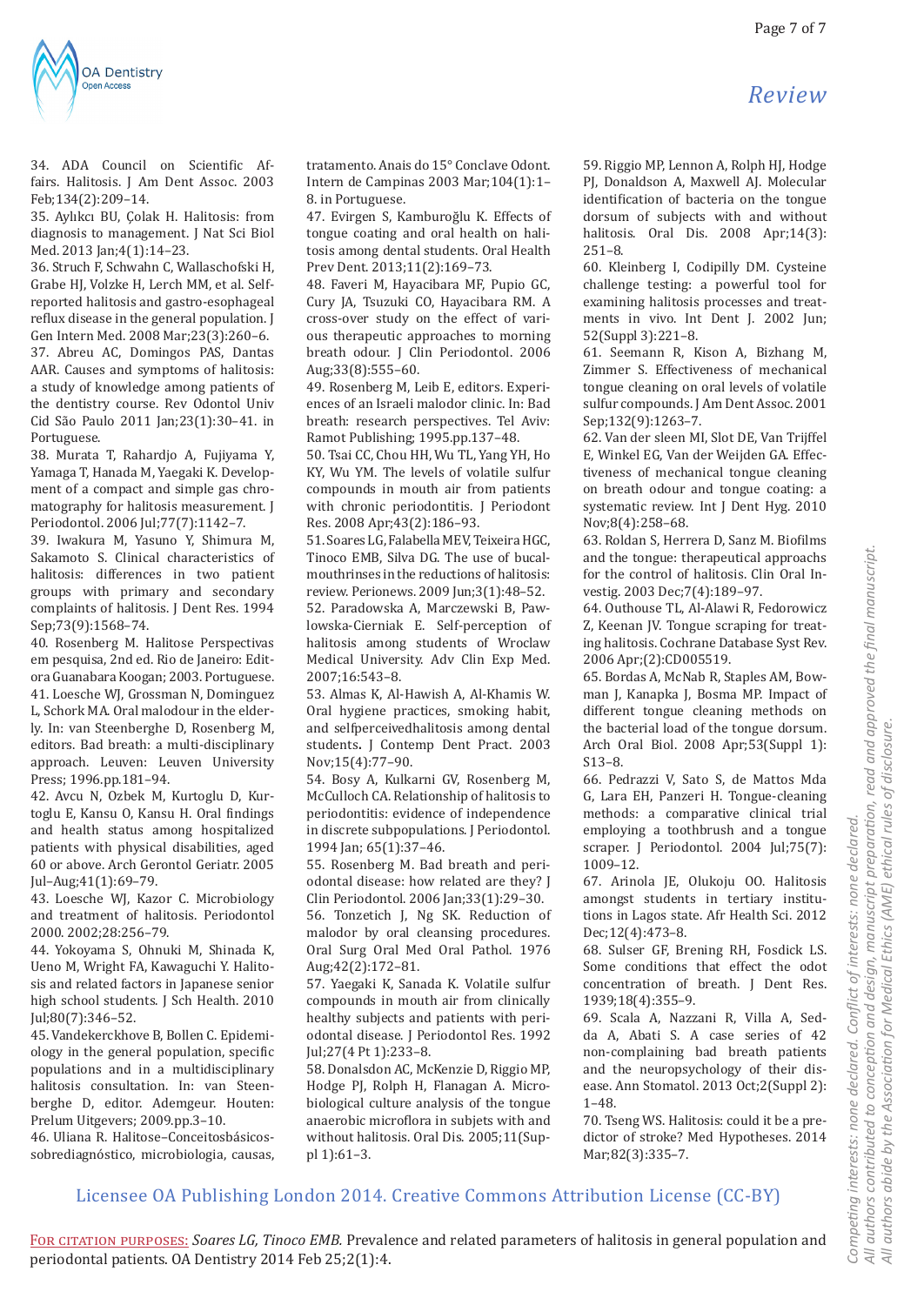34. ADA Council on Scientific Affairs. Halitosis. J Am Dent Assoc. 2003 Feb;134(2):209–14.

35. Aylıkcı BU, Çolak H. Halitosis: from diagnosis to management. J Nat Sci Biol Med. 2013 Jan;4(1):14–23.

36. Struch F, Schwahn C, Wallaschofski H, Grabe HJ, Volzke H, Lerch MM, et al. Self-reported halitosis and gastro-esophageal reflux disease in the general population. J Gen Intern Med. 2008 Mar;23(3):260–6.

37. Abreu AC, Domingos PAS, Dantas AAR. Causes and symptoms of halitosis: a study of knowledge among patients of the dentistry course. Rev Odontol Univ Cid São Paulo 2011 Jan;23(1):30–41. in Portuguese.

38. Murata T, Rahardjo A, Fujiyama Y, Yamaga T, Hanada M, Yaegaki K. Development of a compact and simple gas chromatography for halitosis measurement. J Periodontol. 2006 Jul;77(7):1142–7.

39. Iwakura M, Yasuno Y, Shimura M, Sakamoto S. Clinical characteristics of halitosis: differences in two patient groups with primary and secondary complaints of halitosis. J Dent Res. 1994 Sep;73(9):1568–74.

40. Rosenberg M. Halitose Perspectivas em pesquisa, 2nd ed. Rio de Janeiro: Editora Guanabara Koogan; 2003. Portuguese.

41. Loesche WJ, Grossman N, Dominguez L, Schork MA. Oral malodour in the elderly. In: van Steenberghe D, Rosenberg M, editors. Bad breath: a multi-disciplinary approach. Leuven: Leuven University Press; 1996.pp.181–94.

42. Avcu N, Ozbek M, Kurtoglu D, Kurtoglu E, Kansu O, Kansu H. Oral findings and health status among hospitalized patients with physical disabilities, aged 60 or above. Arch Gerontol Geriatr. 2005 Jul–Aug;41(1):69–79.

43. Loesche WJ, Kazor C. Microbiology and treatment of halitosis. Periodontol 2000. 2002;28:256–79.

44. Yokoyama S, Ohnuki M, Shinada K, Ueno M, Wright FA, Kawaguchi Y. Halitosis and related factors in Japanese senior high school students. J Sch Health. 2010 Jul;80(7):346–52.

45. Vandekerckhove B, Bollen C. Epidemiology in the general population, specific populations and in a multidisciplinary halitosis consultation. In: van Steenberghe D, editor. Ademgeur. Houten: Prelum Uitgevers; 2009.pp.3–10.

46. Uliana R. Halitose–Conceitosbásicossobrediagnóstico, microbiologia, causas, tratamento. Anais do 15° Conclave Odont. Intern de Campinas 2003 Mar;104(1):1–8. in Portuguese.

47. Evirgen S, Kamburoğlu K. Effects of tongue coating and oral health on halitosis among dental students. Oral Health Prev Dent. 2013;11(2):169–73.

48. Faveri M, Hayacibara MF, Pupio GC, Cury JA, Tsuzuki CO, Hayacibara RM. A cross-over study on the effect of various therapeutic approaches to morning breath odour. J Clin Periodontol. 2006 Aug;33(8):555–60.

49. Rosenberg M, Leib E, editors. Experiences of an Israeli malodor clinic. In: Bad breath: research perspectives. Tel Aviv: Ramot Publishing; 1995.pp.137–48.

50. Tsai CC, Chou HH, Wu TL, Yang YH, Ho KY, Wu YM. The levels of volatile sulfur compounds in mouth air from patients with chronic periodontitis. J Periodont Res. 2008 Apr;43(2):186–93.

51. Soares LG, Falabella MEV, Teixeira HGC, Tinoco EMB, Silva DG. The use of bucal-mouthrinses in the reductions of halitosis: review. Perionews. 2009 Jun;3(1):48–52.

52. Paradowska A, Marczewski B, Pawlowska-Cierniak E. Self-perception of halitosis among students of Wroclaw Medical University. Adv Clin Exp Med. 2007;16:543–8.

53. Almas K, Al-Hawish A, Al-Khamis W. Oral hygiene practices, smoking habit, and selfperceivedhalitosis among dental students**.** J Contemp Dent Pract. 2003 Nov;15(4):77–90.

54. Bosy A, Kulkarni GV, Rosenberg M, McCulloch CA. Relationship of halitosis to periodontitis: evidence of independence in discrete subpopulations. J Periodontol. 1994 Jan; 65(1):37–46.

55. Rosenberg M. Bad breath and periodontal disease: how related are they? J Clin Periodontol. 2006 Jan;33(1):29–30.

56. Tonzetich J, Ng SK. Reduction of malodor by oral cleansing procedures. Oral Surg Oral Med Oral Pathol. 1976 Aug;42(2):172–81.

57. Yaegaki K, Sanada K. Volatile sulfur compounds in mouth air from clinically healthy subjects and patients with periodontal disease. J Periodontol Res. 1992 Jul;27(4 Pt 1):233–8.

58. Donalsdon AC, McKenzie D, Riggio MP, Hodge PJ, Rolph H, Flanagan A. Microbiological culture analysis of the tongue anaerobic microflora in subjets with and without halitosis. Oral Dis. 2005;11(Suppl 1):61–3.

59. Riggio MP, Lennon A, Rolph HJ, Hodge PJ, Donaldson A, Maxwell AJ. Molecular identification of bacteria on the tongue dorsum of subjects with and without halitosis. Oral Dis. 2008 Apr;14(3):251–8.

60. Kleinberg I, Codipilly DM. Cysteine challenge testing: a powerful tool for examining halitosis processes and treatments in vivo. Int Dent J. 2002 Jun;52(Suppl 3):221–8.

61. Seemann R, Kison A, Bizhang M, Zimmer S. Effectiveness of mechanical tongue cleaning on oral levels of volatile sulfur compounds. J Am Dent Assoc. 2001 Sep;132(9):1263–7.

62. Van der sleen MI, Slot DE, Van Trijffel E, Winkel EG, Van der Weijden GA. Effectiveness of mechanical tongue cleaning on breath odour and tongue coating: a systematic review. Int J Dent Hyg. 2010 Nov;8(4):258–68.

63. Roldan S, Herrera D, Sanz M. Biofilms and the tongue: therapeutical approaches for the control of halitosis. Clin Oral Investig. 2003 Dec;7(4):189–97.

64. Outhouse TL, Al-Alawi R, Fedorowicz Z, Keenan JV. Tongue scraping for treating halitosis. Cochrane Database Syst Rev. 2006 Apr;(2):CD005519.

65. Bordas A, McNab R, Staples AM, Bowman J, Kanapka J, Bosma MP. Impact of different tongue cleaning methods on the bacterial load of the tongue dorsum. Arch Oral Biol. 2008 Apr;53(Suppl 1):S13–8.

66. Pedrazzi V, Sato S, de Mattos Mda G, Lara EH, Panzeri H. Tongue-cleaning methods: a comparative clinical trial employing a toothbrush and a tongue scraper. J Periodontol. 2004 Jul;75(7):1009–12.

67. Arinola JE, Olukoju OO. Halitosis amongst students in tertiary institutions in Lagos state. Afr Health Sci. 2012 Dec;12(4):473–8.

68. Sulser GF, Brening RH, Fosdick LS. Some conditions that effect the odot concentration of breath. J Dent Res. 1939;18(4):355–9.

69. Scala A, Nazzani R, Villa A, Sedda A, Abati S. A case series of 42 non-complaining bad breath patients and the neuropsychology of their disease. Ann Stomatol. 2013 Oct;2(Suppl 2):1–48.

70. Tseng WS. Halitosis: could it be a predictor of stroke? Med Hypotheses. 2014 Mar;82(3):335–7.

*Competing interests: none declared. Conflict of interests: none declared.*
*All authors contributed to conception and design, manuscript preparation, read and approved the final manuscript.*
*All authors abide by the Association for Medical Ethics (AME) ethical rules of disclosure.*

Licensee OA Publishing London 2014. Creative Commons Attribution License (CC-BY)

For citation purposes: *Soares LG, Tinoco EMB.* Prevalence and related parameters of halitosis in general population and periodontal patients. OA Dentistry 2014 Feb 25;2(1):4.